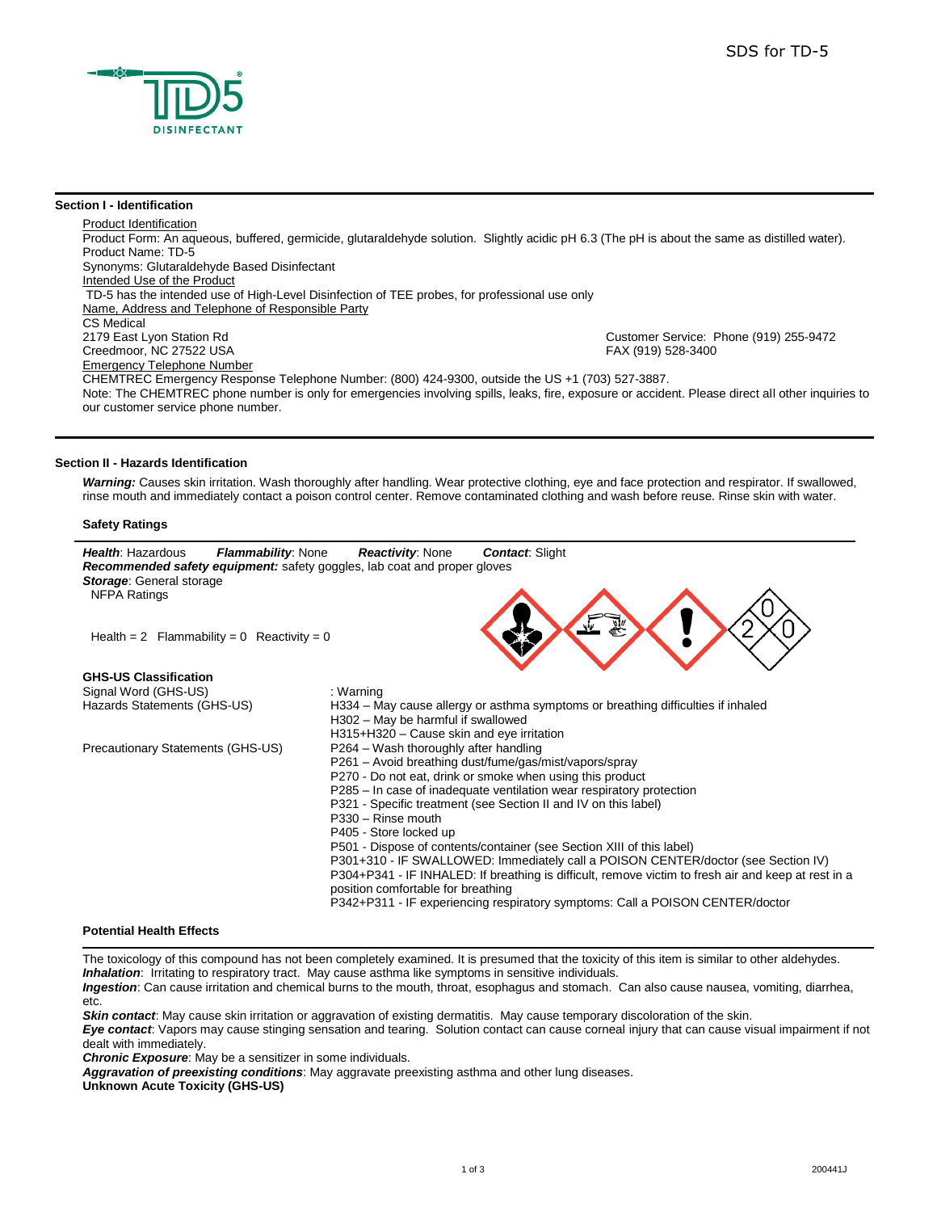SDS for TD-5

## Section I - Identification

Product Identification

Product Form: An aqueous, buffered, germicide, glutaraldehyde solution. Slightly acidic pH 6.3 (The pH is about the same as distilled water).

Product Name: TD-5

Synonyms: Glutaraldehyde Based Disinfectant

Intended Use of the Product

TD-5 has the intended use of High-Level Disinfection of TEE probes, for professional use only

Name, Address and Telephone of Responsible Party

CS Medical
2179 East Lyon Station Rd
Creedmoor, NC 27522 USA

Customer Service: Phone (919) 255-9472
FAX (919) 528-3400

Emergency Telephone Number

CHEMTREC Emergency Response Telephone Number: (800) 424-9300, outside the US +1 (703) 527-3887.

Note: The CHEMTREC phone number is only for emergencies involving spills, leaks, fire, exposure or accident. Please direct all other inquiries to our customer service phone number.

## Section II - Hazards Identification

***Warning:*** Causes skin irritation. Wash thoroughly after handling. Wear protective clothing, eye and face protection and respirator. If swallowed, rinse mouth and immediately contact a poison control center. Remove contaminated clothing and wash before reuse. Rinse skin with water.

### Safety Ratings

***Health***: Hazardous ***Flammability***: None ***Reactivity***: None ***Contact***: Slight

***Recommended safety equipment:*** safety goggles, lab coat and proper gloves

***Storage***: General storage

NFPA Ratings

Health = 2 Flammability = 0 Reactivity = 0

### GHS-US Classification

| | |
|---|---|
| Signal Word (GHS-US) | : Warning |
| Hazards Statements (GHS-US) | H334 – May cause allergy or asthma symptoms or breathing difficulties if inhaled<br>H302 – May be harmful if swallowed<br>H315+H320 – Cause skin and eye irritation |
| Precautionary Statements (GHS-US) | P264 – Wash thoroughly after handling<br>P261 – Avoid breathing dust/fume/gas/mist/vapors/spray<br>P270 - Do not eat, drink or smoke when using this product<br>P285 – In case of inadequate ventilation wear respiratory protection<br>P321 - Specific treatment (see Section II and IV on this label)<br>P330 – Rinse mouth<br>P405 - Store locked up<br>P501 - Dispose of contents/container (see Section XIII of this label)<br>P301+310 - IF SWALLOWED: Immediately call a POISON CENTER/doctor (see Section IV)<br>P304+P341 - IF INHALED: If breathing is difficult, remove victim to fresh air and keep at rest in a position comfortable for breathing<br>P342+P311 - IF experiencing respiratory symptoms: Call a POISON CENTER/doctor |

### Potential Health Effects

The toxicology of this compound has not been completely examined. It is presumed that the toxicity of this item is similar to other aldehydes.

***Inhalation***: Irritating to respiratory tract. May cause asthma like symptoms in sensitive individuals.

***Ingestion***: Can cause irritation and chemical burns to the mouth, throat, esophagus and stomach. Can also cause nausea, vomiting, diarrhea, etc.

***Skin contact***: May cause skin irritation or aggravation of existing dermatitis. May cause temporary discoloration of the skin.

***Eye contact***: Vapors may cause stinging sensation and tearing. Solution contact can cause corneal injury that can cause visual impairment if not dealt with immediately.

***Chronic Exposure***: May be a sensitizer in some individuals.

***Aggravation of preexisting conditions***: May aggravate preexisting asthma and other lung diseases.

**Unknown Acute Toxicity (GHS-US)**

200441J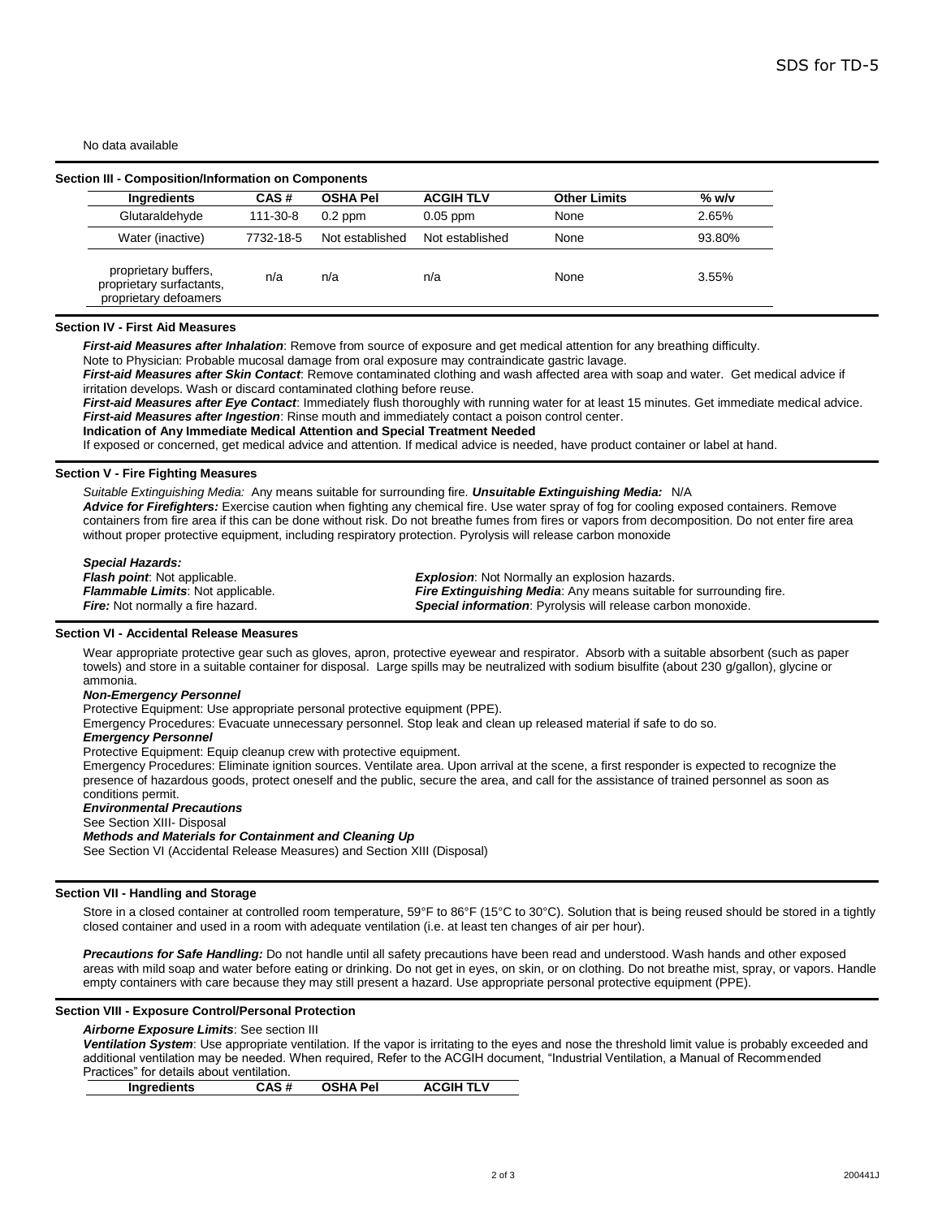No data available

## Section III - Composition/Information on Components

| Ingredients | CAS # | OSHA Pel | ACGIH TLV | Other Limits | % w/v |
|---|---|---|---|---|---|
| Glutaraldehyde | 111-30-8 | 0.2 ppm | 0.05 ppm | None | 2.65% |
| Water (inactive) | 7732-18-5 | Not established | Not established | None | 93.80% |
| proprietary buffers, proprietary surfactants, proprietary defoamers | n/a | n/a | n/a | None | 3.55% |

## Section IV - First Aid Measures

***First-aid Measures after Inhalation***: Remove from source of exposure and get medical attention for any breathing difficulty.
Note to Physician: Probable mucosal damage from oral exposure may contraindicate gastric lavage.
***First-aid Measures after Skin Contact***: Remove contaminated clothing and wash affected area with soap and water. Get medical advice if irritation develops. Wash or discard contaminated clothing before reuse.
***First-aid Measures after Eye Contact***: Immediately flush thoroughly with running water for at least 15 minutes. Get immediate medical advice.
***First-aid Measures after Ingestion***: Rinse mouth and immediately contact a poison control center.
**Indication of Any Immediate Medical Attention and Special Treatment Needed**
If exposed or concerned, get medical advice and attention. If medical advice is needed, have product container or label at hand.

## Section V - Fire Fighting Measures

*Suitable Extinguishing Media:* Any means suitable for surrounding fire. ***Unsuitable Extinguishing Media:*** N/A
***Advice for Firefighters:*** Exercise caution when fighting any chemical fire. Use water spray of fog for cooling exposed containers. Remove containers from fire area if this can be done without risk. Do not breathe fumes from fires or vapors from decomposition. Do not enter fire area without proper protective equipment, including respiratory protection. Pyrolysis will release carbon monoxide

***Special Hazards:***
***Flash point***: Not applicable.
***Flammable Limits***: Not applicable.
***Fire:*** Not normally a fire hazard.
***Explosion***: Not Normally an explosion hazards.
***Fire Extinguishing Media***: Any means suitable for surrounding fire.
***Special information***: Pyrolysis will release carbon monoxide.

## Section VI - Accidental Release Measures

Wear appropriate protective gear such as gloves, apron, protective eyewear and respirator. Absorb with a suitable absorbent (such as paper towels) and store in a suitable container for disposal. Large spills may be neutralized with sodium bisulfite (about 230 g/gallon), glycine or ammonia.

***Non-Emergency Personnel***
Protective Equipment: Use appropriate personal protective equipment (PPE).
Emergency Procedures: Evacuate unnecessary personnel. Stop leak and clean up released material if safe to do so.

***Emergency Personnel***
Protective Equipment: Equip cleanup crew with protective equipment.
Emergency Procedures: Eliminate ignition sources. Ventilate area. Upon arrival at the scene, a first responder is expected to recognize the presence of hazardous goods, protect oneself and the public, secure the area, and call for the assistance of trained personnel as soon as conditions permit.

***Environmental Precautions***
See Section XIII- Disposal

***Methods and Materials for Containment and Cleaning Up***
See Section VI (Accidental Release Measures) and Section XIII (Disposal)

## Section VII - Handling and Storage

Store in a closed container at controlled room temperature, 59°F to 86°F (15°C to 30°C). Solution that is being reused should be stored in a tightly closed container and used in a room with adequate ventilation (i.e. at least ten changes of air per hour).

***Precautions for Safe Handling:*** Do not handle until all safety precautions have been read and understood. Wash hands and other exposed areas with mild soap and water before eating or drinking. Do not get in eyes, on skin, or on clothing. Do not breathe mist, spray, or vapors. Handle empty containers with care because they may still present a hazard. Use appropriate personal protective equipment (PPE).

## Section VIII - Exposure Control/Personal Protection

***Airborne Exposure Limits***: See section III
***Ventilation System***: Use appropriate ventilation. If the vapor is irritating to the eyes and nose the threshold limit value is probably exceeded and additional ventilation may be needed. When required, Refer to the ACGIH document, "Industrial Ventilation, a Manual of Recommended Practices" for details about ventilation.

| Ingredients | CAS # | OSHA Pel | ACGIH TLV |
|---|---|---|---|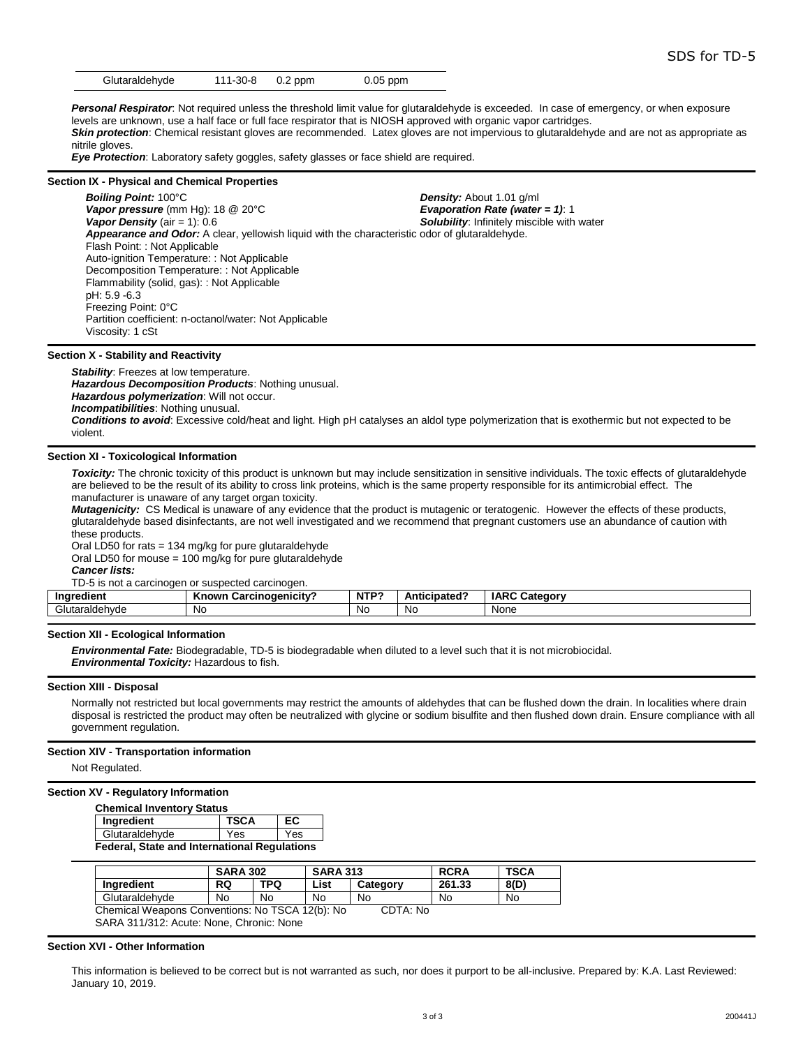| Glutaraldehyde | 111-30-8 | 0.2 ppm | 0.05 ppm |
|---|---|---|---|

***Personal Respirator***: Not required unless the threshold limit value for glutaraldehyde is exceeded. In case of emergency, or when exposure levels are unknown, use a half face or full face respirator that is NIOSH approved with organic vapor cartridges.
***Skin protection***: Chemical resistant gloves are recommended. Latex gloves are not impervious to glutaraldehyde and are not as appropriate as nitrile gloves.
***Eye Protection***: Laboratory safety goggles, safety glasses or face shield are required.

## Section IX - Physical and Chemical Properties

***Boiling Point:*** 100°C
***Vapor pressure*** (mm Hg): 18 @ 20°C
***Vapor Density*** (air = 1): 0.6
***Density:*** About 1.01 g/ml
***Evaporation Rate (water = 1)***: 1
***Solubility***: Infinitely miscible with water
***Appearance and Odor:*** A clear, yellowish liquid with the characteristic odor of glutaraldehyde.
Flash Point: : Not Applicable
Auto-ignition Temperature: : Not Applicable
Decomposition Temperature: : Not Applicable
Flammability (solid, gas): : Not Applicable
pH: 5.9 -6.3
Freezing Point: 0°C
Partition coefficient: n-octanol/water: Not Applicable
Viscosity: 1 cSt

## Section X - Stability and Reactivity

***Stability***: Freezes at low temperature.
***Hazardous Decomposition Products***: Nothing unusual.
***Hazardous polymerization***: Will not occur.
***Incompatibilities***: Nothing unusual.
***Conditions to avoid***: Excessive cold/heat and light. High pH catalyses an aldol type polymerization that is exothermic but not expected to be violent.

## Section XI - Toxicological Information

***Toxicity:*** The chronic toxicity of this product is unknown but may include sensitization in sensitive individuals. The toxic effects of glutaraldehyde are believed to be the result of its ability to cross link proteins, which is the same property responsible for its antimicrobial effect. The manufacturer is unaware of any target organ toxicity.
***Mutagenicity:*** CS Medical is unaware of any evidence that the product is mutagenic or teratogenic. However the effects of these products, glutaraldehyde based disinfectants, are not well investigated and we recommend that pregnant customers use an abundance of caution with these products.
Oral LD50 for rats = 134 mg/kg for pure glutaraldehyde
Oral LD50 for mouse = 100 mg/kg for pure glutaraldehyde
***Cancer lists:***
TD-5 is not a carcinogen or suspected carcinogen.

| Ingredient | Known Carcinogenicity? | NTP? | Anticipated? | IARC Category |
|---|---|---|---|---|
| Glutaraldehyde | No | No | No | None |

## Section XII - Ecological Information

***Environmental Fate:*** Biodegradable, TD-5 is biodegradable when diluted to a level such that it is not microbiocidal.
***Environmental Toxicity:*** Hazardous to fish.

## Section XIII - Disposal

Normally not restricted but local governments may restrict the amounts of aldehydes that can be flushed down the drain. In localities where drain disposal is restricted the product may often be neutralized with glycine or sodium bisulfite and then flushed down drain. Ensure compliance with all government regulation.

## Section XIV - Transportation information

Not Regulated.

## Section XV - Regulatory Information

**Chemical Inventory Status**

| Ingredient | TSCA | EC |
|---|---|---|
| Glutaraldehyde | Yes | Yes |

**Federal, State and International Regulations**

| | SARA 302 | | SARA 313 | | RCRA | TSCA |
|---|---|---|---|---|---|---|
| Ingredient | RQ | TPQ | List | Category | 261.33 | 8(D) |
| Glutaraldehyde | No | No | No | No | No | No |

Chemical Weapons Conventions: No TSCA 12(b): No CDTA: No
SARA 311/312: Acute: None, Chronic: None

## Section XVI - Other Information

This information is believed to be correct but is not warranted as such, nor does it purport to be all-inclusive. Prepared by: K.A. Last Reviewed: January 10, 2019.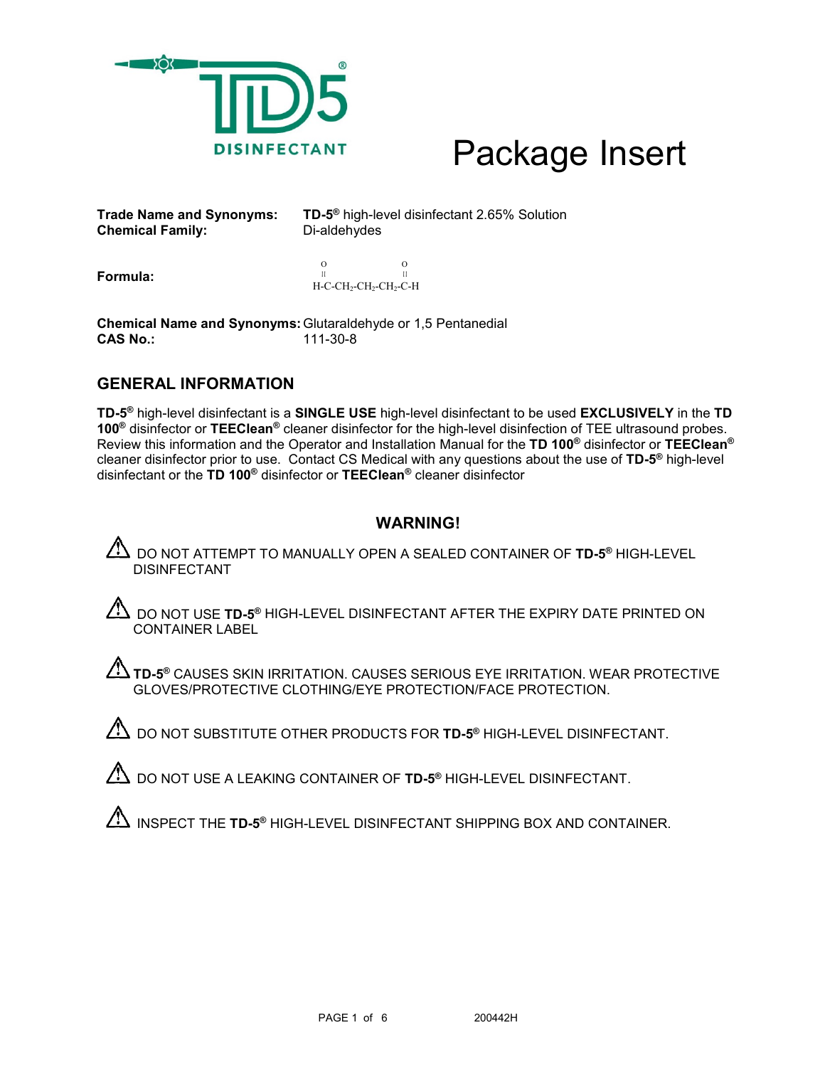# Package Insert

**Trade Name and Synonyms:** **TD-5®** high-level disinfectant 2.65% Solution
**Chemical Family:** Di-aldehydes

**Formula:**

$$H\text{-}\overset{\displaystyle O}{\overset{\|}{C}}\text{-}CH_2\text{-}CH_2\text{-}CH_2\text{-}\overset{\displaystyle O}{\overset{\|}{C}}\text{-}H$$

**Chemical Name and Synonyms:** Glutaraldehyde or 1,5 Pentanedial
**CAS No.:** 111-30-8

## GENERAL INFORMATION

**TD-5®** high-level disinfectant is a **SINGLE USE** high-level disinfectant to be used **EXCLUSIVELY** in the **TD 100®** disinfector or **TEEClean®** cleaner disinfector for the high-level disinfection of TEE ultrasound probes. Review this information and the Operator and Installation Manual for the **TD 100®** disinfector or **TEEClean®** cleaner disinfector prior to use. Contact CS Medical with any questions about the use of **TD-5®** high-level disinfectant or the **TD 100®** disinfector or **TEEClean®** cleaner disinfector

## WARNING!

⚠ DO NOT ATTEMPT TO MANUALLY OPEN A SEALED CONTAINER OF **TD-5®** HIGH-LEVEL DISINFECTANT

⚠ DO NOT USE **TD-5®** HIGH-LEVEL DISINFECTANT AFTER THE EXPIRY DATE PRINTED ON CONTAINER LABEL

⚠ **TD-5®** CAUSES SKIN IRRITATION. CAUSES SERIOUS EYE IRRITATION. WEAR PROTECTIVE GLOVES/PROTECTIVE CLOTHING/EYE PROTECTION/FACE PROTECTION.

⚠ DO NOT SUBSTITUTE OTHER PRODUCTS FOR **TD-5®** HIGH-LEVEL DISINFECTANT.

⚠ DO NOT USE A LEAKING CONTAINER OF **TD-5®** HIGH-LEVEL DISINFECTANT.

⚠ INSPECT THE **TD-5®** HIGH-LEVEL DISINFECTANT SHIPPING BOX AND CONTAINER.

200442H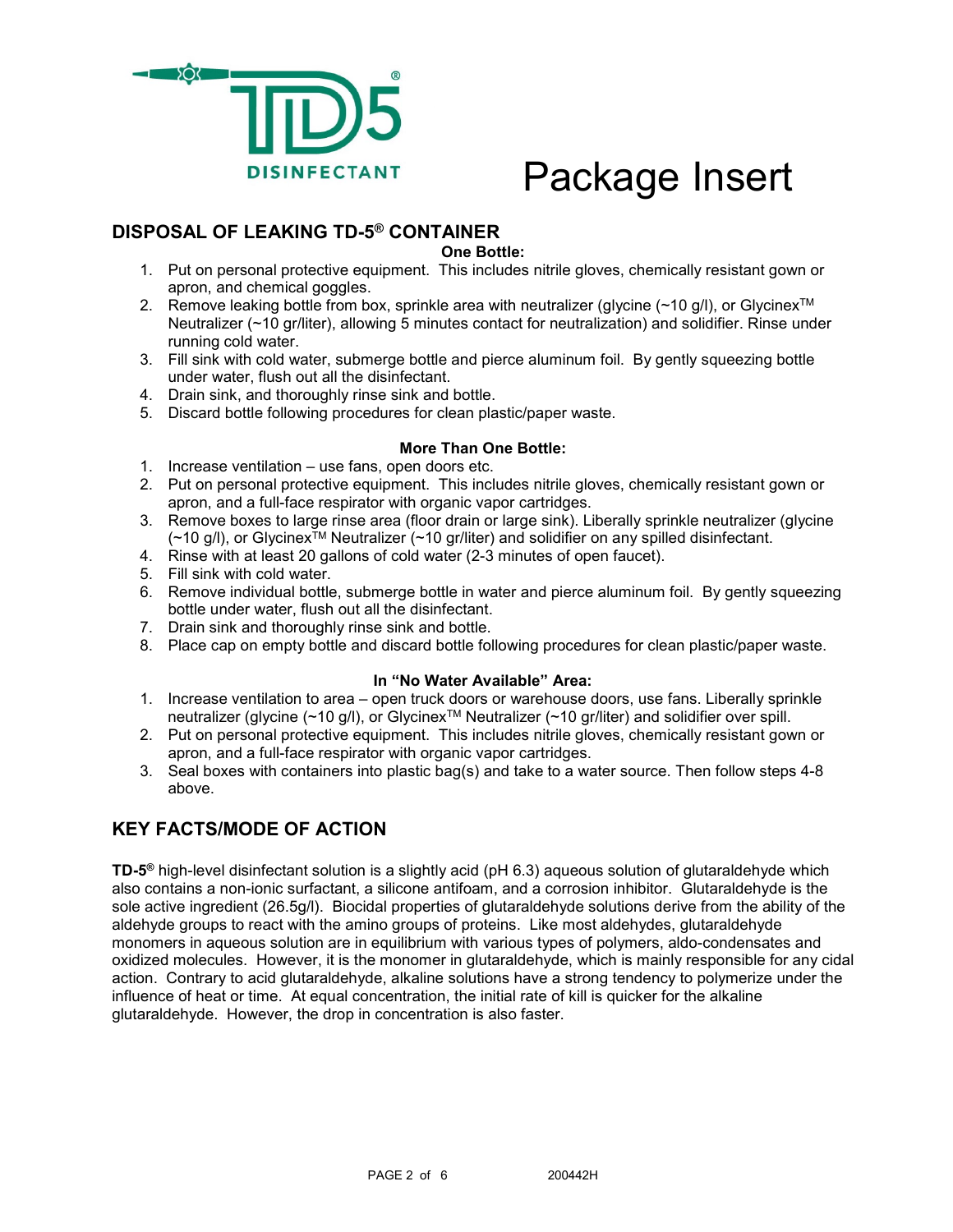# Package Insert

## DISPOSAL OF LEAKING TD-5® CONTAINER

**One Bottle:**

1. Put on personal protective equipment. This includes nitrile gloves, chemically resistant gown or apron, and chemical goggles.
2. Remove leaking bottle from box, sprinkle area with neutralizer (glycine (~10 g/l), or Glycinex™ Neutralizer (~10 gr/liter), allowing 5 minutes contact for neutralization) and solidifier. Rinse under running cold water.
3. Fill sink with cold water, submerge bottle and pierce aluminum foil. By gently squeezing bottle under water, flush out all the disinfectant.
4. Drain sink, and thoroughly rinse sink and bottle.
5. Discard bottle following procedures for clean plastic/paper waste.

**More Than One Bottle:**

1. Increase ventilation – use fans, open doors etc.
2. Put on personal protective equipment. This includes nitrile gloves, chemically resistant gown or apron, and a full-face respirator with organic vapor cartridges.
3. Remove boxes to large rinse area (floor drain or large sink). Liberally sprinkle neutralizer (glycine (~10 g/l), or Glycinex™ Neutralizer (~10 gr/liter) and solidifier on any spilled disinfectant.
4. Rinse with at least 20 gallons of cold water (2-3 minutes of open faucet).
5. Fill sink with cold water.
6. Remove individual bottle, submerge bottle in water and pierce aluminum foil. By gently squeezing bottle under water, flush out all the disinfectant.
7. Drain sink and thoroughly rinse sink and bottle.
8. Place cap on empty bottle and discard bottle following procedures for clean plastic/paper waste.

**In "No Water Available" Area:**

1. Increase ventilation to area – open truck doors or warehouse doors, use fans. Liberally sprinkle neutralizer (glycine (~10 g/l), or Glycinex™ Neutralizer (~10 gr/liter) and solidifier over spill.
2. Put on personal protective equipment. This includes nitrile gloves, chemically resistant gown or apron, and a full-face respirator with organic vapor cartridges.
3. Seal boxes with containers into plastic bag(s) and take to a water source. Then follow steps 4-8 above.

## KEY FACTS/MODE OF ACTION

**TD-5®** high-level disinfectant solution is a slightly acid (pH 6.3) aqueous solution of glutaraldehyde which also contains a non-ionic surfactant, a silicone antifoam, and a corrosion inhibitor. Glutaraldehyde is the sole active ingredient (26.5g/l). Biocidal properties of glutaraldehyde solutions derive from the ability of the aldehyde groups to react with the amino groups of proteins. Like most aldehydes, glutaraldehyde monomers in aqueous solution are in equilibrium with various types of polymers, aldo-condensates and oxidized molecules. However, it is the monomer in glutaraldehyde, which is mainly responsible for any cidal action. Contrary to acid glutaraldehyde, alkaline solutions have a strong tendency to polymerize under the influence of heat or time. At equal concentration, the initial rate of kill is quicker for the alkaline glutaraldehyde. However, the drop in concentration is also faster.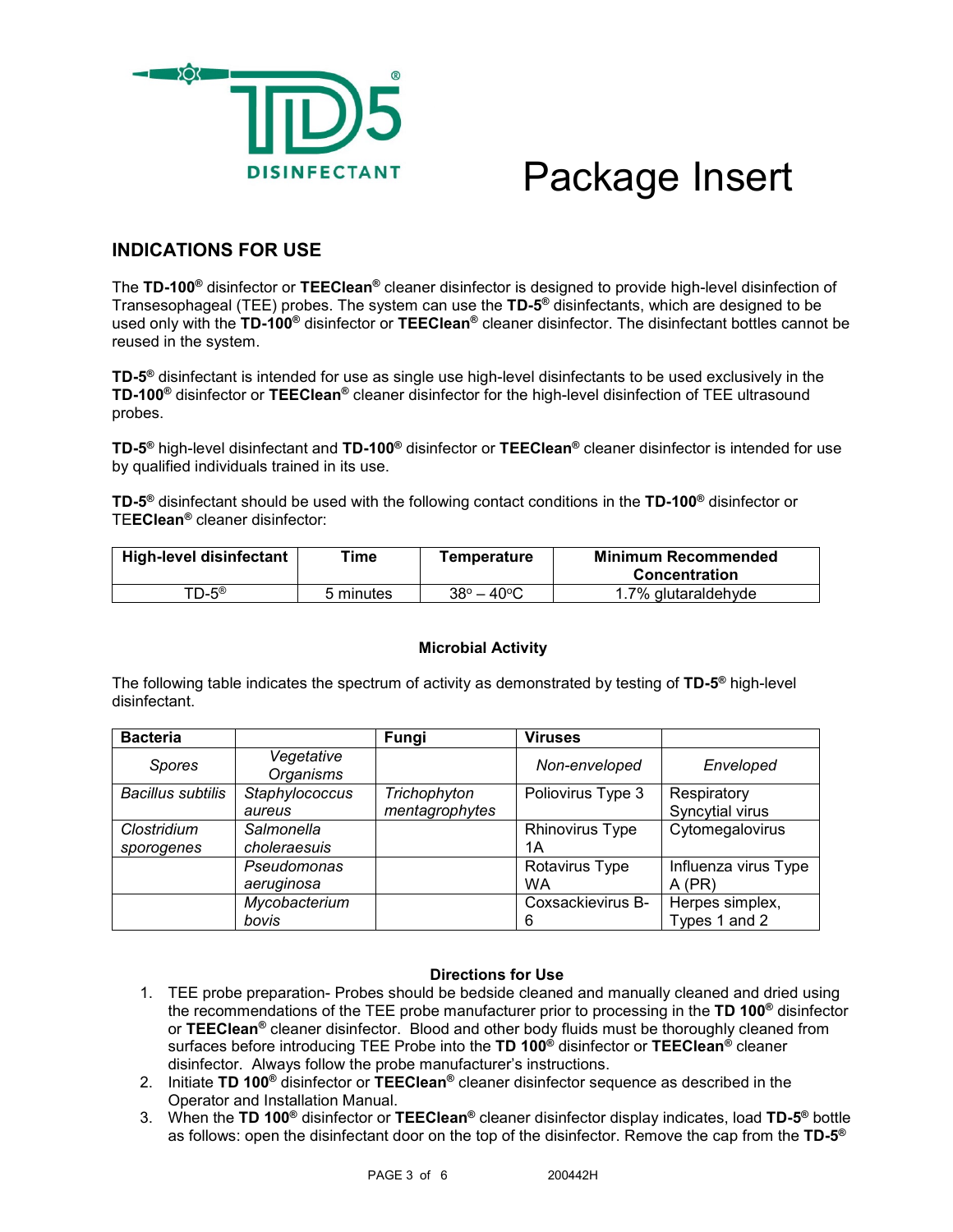# Package Insert

TD5 DISINFECTANT

## INDICATIONS FOR USE

The **TD-100®** disinfector or **TEEClean®** cleaner disinfector is designed to provide high-level disinfection of Transesophageal (TEE) probes. The system can use the **TD-5®** disinfectants, which are designed to be used only with the **TD-100®** disinfector or **TEEClean®** cleaner disinfector. The disinfectant bottles cannot be reused in the system.

**TD-5®** disinfectant is intended for use as single use high-level disinfectants to be used exclusively in the **TD-100®** disinfector or **TEEClean®** cleaner disinfector for the high-level disinfection of TEE ultrasound probes.

**TD-5®** high-level disinfectant and **TD-100®** disinfector or **TEEClean®** cleaner disinfector is intended for use by qualified individuals trained in its use.

**TD-5®** disinfectant should be used with the following contact conditions in the **TD-100®** disinfector or TE**EClean®** cleaner disinfector:

| High-level disinfectant | Time | Temperature | Minimum Recommended Concentration |
|---|---|---|---|
| TD-5® | 5 minutes | 38° – 40°C | 1.7% glutaraldehyde |

**Microbial Activity**

The following table indicates the spectrum of activity as demonstrated by testing of **TD-5®** high-level disinfectant.

| Bacteria | | Fungi | Viruses | |
|---|---|---|---|---|
| *Spores* | *Vegetative Organisms* | | *Non-enveloped* | *Enveloped* |
| *Bacillus subtilis* | *Staphylococcus aureus* | *Trichophyton mentagrophytes* | Poliovirus Type 3 | Respiratory Syncytial virus |
| *Clostridium sporogenes* | *Salmonella choleraesuis* | | Rhinovirus Type 1A | Cytomegalovirus |
| | *Pseudomonas aeruginosa* | | Rotavirus Type WA | Influenza virus Type A (PR) |
| | *Mycobacterium bovis* | | Coxsackievirus B-6 | Herpes simplex, Types 1 and 2 |

**Directions for Use**

1. TEE probe preparation- Probes should be bedside cleaned and manually cleaned and dried using the recommendations of the TEE probe manufacturer prior to processing in the **TD 100®** disinfector or **TEEClean®** cleaner disinfector. Blood and other body fluids must be thoroughly cleaned from surfaces before introducing TEE Probe into the **TD 100®** disinfector or **TEEClean®** cleaner disinfector. Always follow the probe manufacturer's instructions.
2. Initiate **TD 100®** disinfector or **TEEClean®** cleaner disinfector sequence as described in the Operator and Installation Manual.
3. When the **TD 100®** disinfector or **TEEClean®** cleaner disinfector display indicates, load **TD-5®** bottle as follows: open the disinfectant door on the top of the disinfector. Remove the cap from the **TD-5®**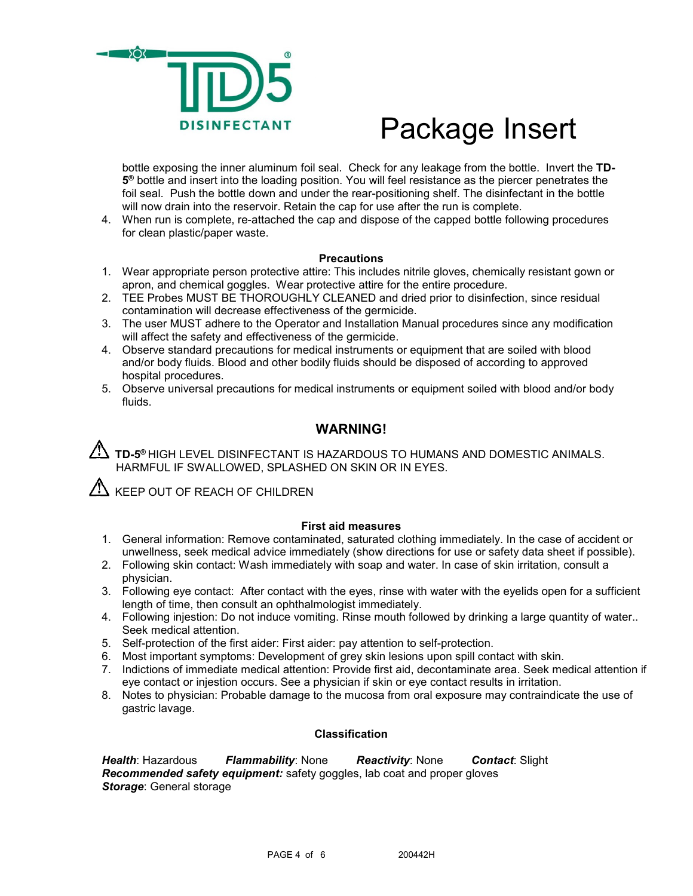# Package Insert

bottle exposing the inner aluminum foil seal. Check for any leakage from the bottle. Invert the **TD-5®** bottle and insert into the loading position. You will feel resistance as the piercer penetrates the foil seal. Push the bottle down and under the rear-positioning shelf. The disinfectant in the bottle will now drain into the reservoir. Retain the cap for use after the run is complete.

4. When run is complete, re-attached the cap and dispose of the capped bottle following procedures for clean plastic/paper waste.

### Precautions

1. Wear appropriate person protective attire: This includes nitrile gloves, chemically resistant gown or apron, and chemical goggles. Wear protective attire for the entire procedure.
2. TEE Probes MUST BE THOROUGHLY CLEANED and dried prior to disinfection, since residual contamination will decrease effectiveness of the germicide.
3. The user MUST adhere to the Operator and Installation Manual procedures since any modification will affect the safety and effectiveness of the germicide.
4. Observe standard precautions for medical instruments or equipment that are soiled with blood and/or body fluids. Blood and other bodily fluids should be disposed of according to approved hospital procedures.
5. Observe universal precautions for medical instruments or equipment soiled with blood and/or body fluids.

## WARNING!

⚠ **TD-5®** HIGH LEVEL DISINFECTANT IS HAZARDOUS TO HUMANS AND DOMESTIC ANIMALS. HARMFUL IF SWALLOWED, SPLASHED ON SKIN OR IN EYES.

⚠ KEEP OUT OF REACH OF CHILDREN

### First aid measures

1. General information: Remove contaminated, saturated clothing immediately. In the case of accident or unwellness, seek medical advice immediately (show directions for use or safety data sheet if possible).
2. Following skin contact: Wash immediately with soap and water. In case of skin irritation, consult a physician.
3. Following eye contact: After contact with the eyes, rinse with water with the eyelids open for a sufficient length of time, then consult an ophthalmologist immediately.
4. Following injestion: Do not induce vomiting. Rinse mouth followed by drinking a large quantity of water.. Seek medical attention.
5. Self-protection of the first aider: First aider: pay attention to self-protection.
6. Most important symptoms: Development of grey skin lesions upon spill contact with skin.
7. Indictions of immediate medical attention: Provide first aid, decontaminate area. Seek medical attention if eye contact or injestion occurs. See a physician if skin or eye contact results in irritation.
8. Notes to physician: Probable damage to the mucosa from oral exposure may contraindicate the use of gastric lavage.

### Classification

***Health***: Hazardous ***Flammability***: None ***Reactivity***: None ***Contact***: Slight
***Recommended safety equipment:*** safety goggles, lab coat and proper gloves
***Storage***: General storage

200442H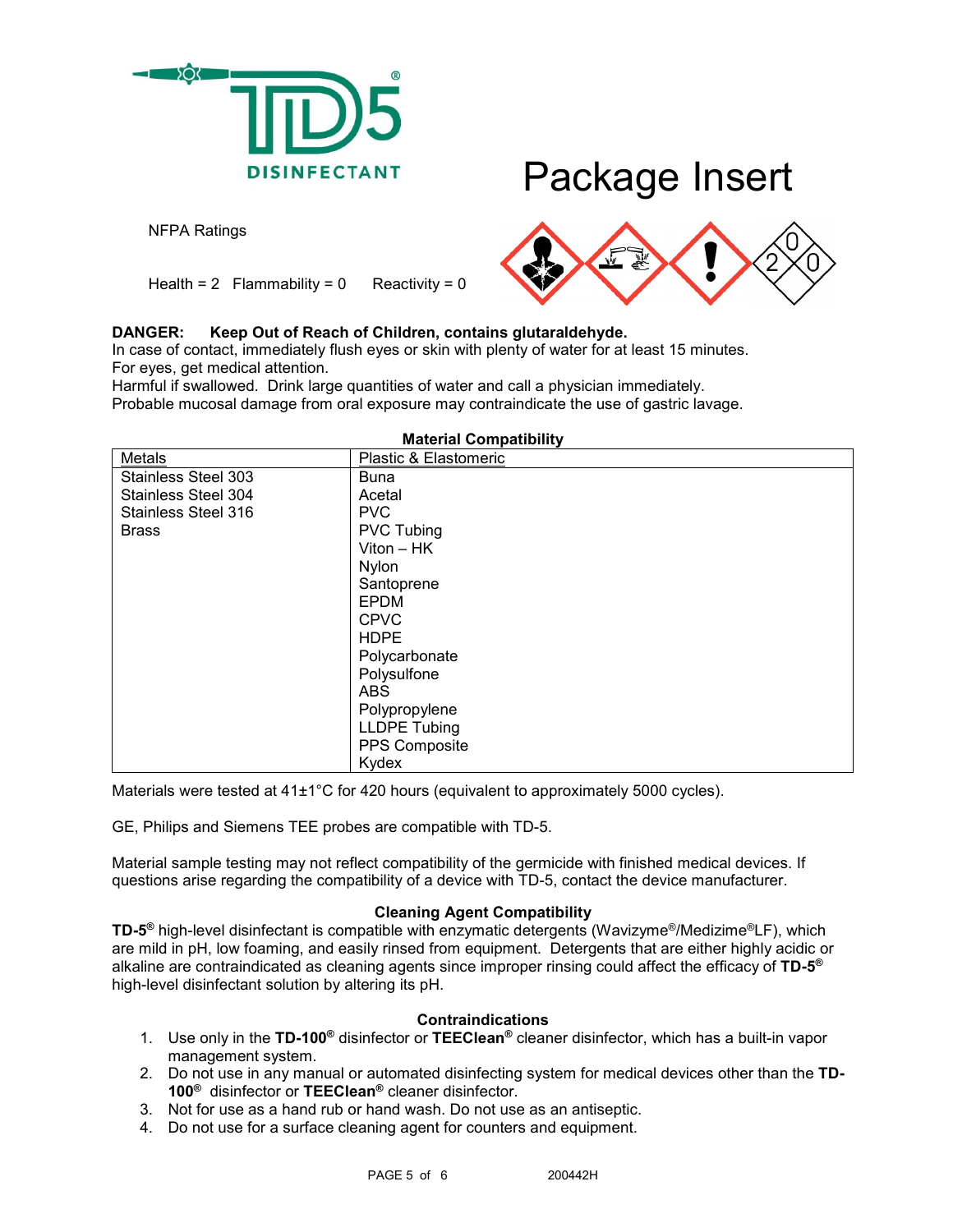TD5 DISINFECTANT

# Package Insert

NFPA Ratings

Health = 2 Flammability = 0 Reactivity = 0

**DANGER: Keep Out of Reach of Children, contains glutaraldehyde.**
In case of contact, immediately flush eyes or skin with plenty of water for at least 15 minutes. For eyes, get medical attention.
Harmful if swallowed. Drink large quantities of water and call a physician immediately.
Probable mucosal damage from oral exposure may contraindicate the use of gastric lavage.

**Material Compatibility**

| Metals | Plastic & Elastomeric |
|---|---|
| Stainless Steel 303 | Buna |
| Stainless Steel 304 | Acetal |
| Stainless Steel 316 | PVC |
| Brass | PVC Tubing |
| | Viton – HK |
| | Nylon |
| | Santoprene |
| | EPDM |
| | CPVC |
| | HDPE |
| | Polycarbonate |
| | Polysulfone |
| | ABS |
| | Polypropylene |
| | LLDPE Tubing |
| | PPS Composite |
| | Kydex |

Materials were tested at 41±1°C for 420 hours (equivalent to approximately 5000 cycles).

GE, Philips and Siemens TEE probes are compatible with TD-5.

Material sample testing may not reflect compatibility of the germicide with finished medical devices. If questions arise regarding the compatibility of a device with TD-5, contact the device manufacturer.

**Cleaning Agent Compatibility**

**TD-5®** high-level disinfectant is compatible with enzymatic detergents (Wavizyme®/Medizime®LF), which are mild in pH, low foaming, and easily rinsed from equipment. Detergents that are either highly acidic or alkaline are contraindicated as cleaning agents since improper rinsing could affect the efficacy of **TD-5®** high-level disinfectant solution by altering its pH.

**Contraindications**

1. Use only in the **TD-100®** disinfector or **TEEClean®** cleaner disinfector, which has a built-in vapor management system.
2. Do not use in any manual or automated disinfecting system for medical devices other than the **TD-100®** disinfector or **TEEClean®** cleaner disinfector.
3. Not for use as a hand rub or hand wash. Do not use as an antiseptic.
4. Do not use for a surface cleaning agent for counters and equipment.

200442H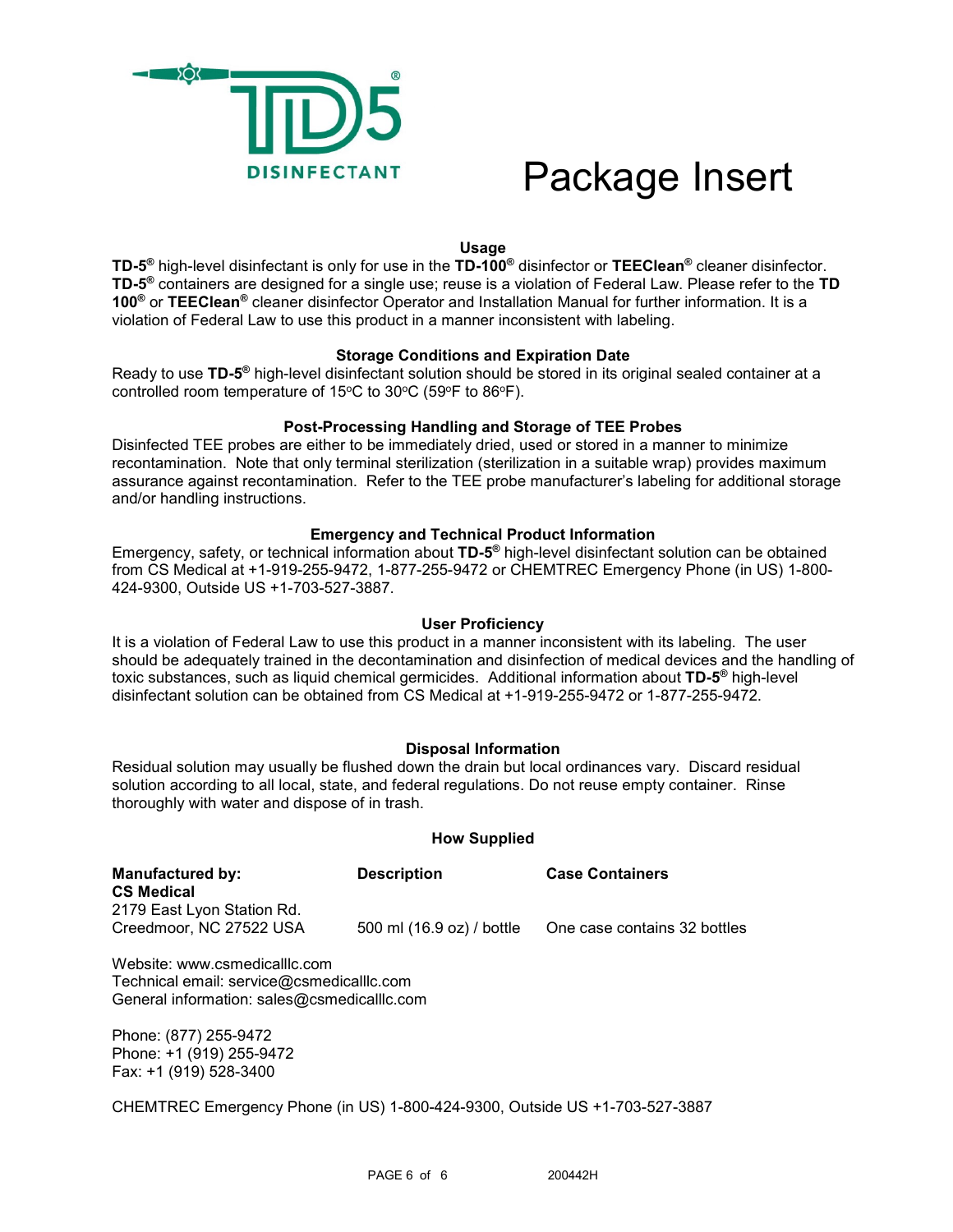TD5® DISINFECTANT

# Package Insert

### Usage

**TD-5®** high-level disinfectant is only for use in the **TD-100®** disinfector or **TEEClean®** cleaner disinfector. **TD-5®** containers are designed for a single use; reuse is a violation of Federal Law. Please refer to the **TD 100®** or **TEEClean®** cleaner disinfector Operator and Installation Manual for further information. It is a violation of Federal Law to use this product in a manner inconsistent with labeling.

### Storage Conditions and Expiration Date

Ready to use **TD-5®** high-level disinfectant solution should be stored in its original sealed container at a controlled room temperature of 15ºC to 30ºC (59ºF to 86ºF).

### Post-Processing Handling and Storage of TEE Probes

Disinfected TEE probes are either to be immediately dried, used or stored in a manner to minimize recontamination. Note that only terminal sterilization (sterilization in a suitable wrap) provides maximum assurance against recontamination. Refer to the TEE probe manufacturer's labeling for additional storage and/or handling instructions.

### Emergency and Technical Product Information

Emergency, safety, or technical information about **TD-5®** high-level disinfectant solution can be obtained from CS Medical at +1-919-255-9472, 1-877-255-9472 or CHEMTREC Emergency Phone (in US) 1-800-424-9300, Outside US +1-703-527-3887.

### User Proficiency

It is a violation of Federal Law to use this product in a manner inconsistent with its labeling. The user should be adequately trained in the decontamination and disinfection of medical devices and the handling of toxic substances, such as liquid chemical germicides. Additional information about **TD-5®** high-level disinfectant solution can be obtained from CS Medical at +1-919-255-9472 or 1-877-255-9472.

### Disposal Information

Residual solution may usually be flushed down the drain but local ordinances vary. Discard residual solution according to all local, state, and federal regulations. Do not reuse empty container. Rinse thoroughly with water and dispose of in trash.

### How Supplied

| **Manufactured by:** | **Description** | **Case Containers** |
|---|---|---|
| **CS Medical**<br>2179 East Lyon Station Rd.<br>Creedmoor, NC 27522 USA | 500 ml (16.9 oz) / bottle | One case contains 32 bottles |

Website: www.csmedicalllc.com
Technical email: service@csmedicalllc.com
General information: sales@csmedicalllc.com

Phone: (877) 255-9472
Phone: +1 (919) 255-9472
Fax: +1 (919) 528-3400

CHEMTREC Emergency Phone (in US) 1-800-424-9300, Outside US +1-703-527-3887

200442H